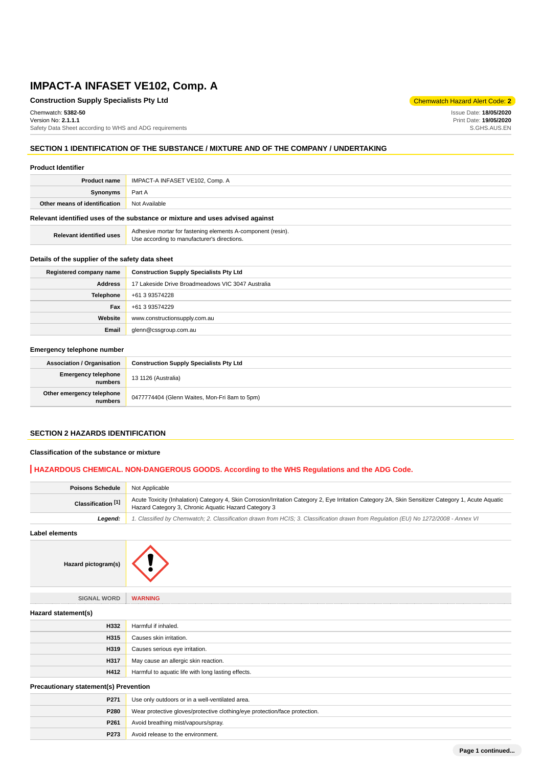# IMPACT-A INFASET VE102, Comp. A

**Construction Supply Specialists Pty Ltd**

Chemwatch Hazard Alert Code: **2**

Chemwatch: **5382-50**
Version No: **2.1.1.1**
Safety Data Sheet according to WHS and ADG requirements

Issue Date: **18/05/2020**
Print Date: **19/05/2020**
S.GHS.AUS.EN

## SECTION 1 IDENTIFICATION OF THE SUBSTANCE / MIXTURE AND OF THE COMPANY / UNDERTAKING

### Product Identifier

| | |
|---|---|
| **Product name** | IMPACT-A INFASET VE102, Comp. A |
| **Synonyms** | Part A |
| **Other means of identification** | Not Available |

### Relevant identified uses of the substance or mixture and uses advised against

| | |
|---|---|
| **Relevant identified uses** | Adhesive mortar for fastening elements A-component (resin).<br>Use according to manufacturer's directions. |

### Details of the supplier of the safety data sheet

| | |
|---|---|
| **Registered company name** | **Construction Supply Specialists Pty Ltd** |
| **Address** | 17 Lakeside Drive Broadmeadows VIC 3047 Australia |
| **Telephone** | +61 3 93574228 |
| **Fax** | +61 3 93574229 |
| **Website** | www.constructionsupply.com.au |
| **Email** | glenn@cssgroup.com.au |

### Emergency telephone number

| | |
|---|---|
| **Association / Organisation** | **Construction Supply Specialists Pty Ltd** |
| **Emergency telephone numbers** | 13 1126 (Australia) |
| **Other emergency telephone numbers** | 0477774404 (Glenn Waites, Mon-Fri 8am to 5pm) |

## SECTION 2 HAZARDS IDENTIFICATION

### Classification of the substance or mixture

**HAZARDOUS CHEMICAL. NON-DANGEROUS GOODS. According to the WHS Regulations and the ADG Code.**

| | |
|---|---|
| **Poisons Schedule** | Not Applicable |
| **Classification [1]** | Acute Toxicity (Inhalation) Category 4, Skin Corrosion/Irritation Category 2, Eye Irritation Category 2A, Skin Sensitizer Category 1, Acute Aquatic Hazard Category 3, Chronic Aquatic Hazard Category 3 |
| ***Legend:*** | *1. Classified by Chemwatch; 2. Classification drawn from HCIS; 3. Classification drawn from Regulation (EU) No 1272/2008 - Annex VI* |

### Label elements

| | |
|---|---|
| **Hazard pictogram(s)** | |
| **SIGNAL WORD** | **WARNING** |

### Hazard statement(s)

| | |
|---|---|
| **H332** | Harmful if inhaled. |
| **H315** | Causes skin irritation. |
| **H319** | Causes serious eye irritation. |
| **H317** | May cause an allergic skin reaction. |
| **H412** | Harmful to aquatic life with long lasting effects. |

### Precautionary statement(s) Prevention

| | |
|---|---|
| **P271** | Use only outdoors or in a well-ventilated area. |
| **P280** | Wear protective gloves/protective clothing/eye protection/face protection. |
| **P261** | Avoid breathing mist/vapours/spray. |
| **P273** | Avoid release to the environment. |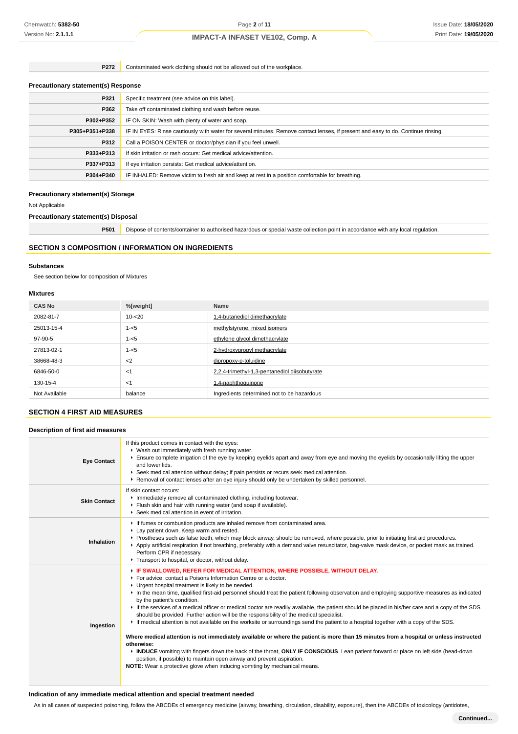| | |
|---|---|
| P272 | Contaminated work clothing should not be allowed out of the workplace. |

### Precautionary statement(s) Response

| | |
|---|---|
| P321 | Specific treatment (see advice on this label). |
| P362 | Take off contaminated clothing and wash before reuse. |
| P302+P352 | IF ON SKIN: Wash with plenty of water and soap. |
| P305+P351+P338 | IF IN EYES: Rinse cautiously with water for several minutes. Remove contact lenses, if present and easy to do. Continue rinsing. |
| P312 | Call a POISON CENTER or doctor/physician if you feel unwell. |
| P333+P313 | If skin irritation or rash occurs: Get medical advice/attention. |
| P337+P313 | If eye irritation persists: Get medical advice/attention. |
| P304+P340 | IF INHALED: Remove victim to fresh air and keep at rest in a position comfortable for breathing. |

### Precautionary statement(s) Storage

Not Applicable

### Precautionary statement(s) Disposal

| | |
|---|---|
| P501 | Dispose of contents/container to authorised hazardous or special waste collection point in accordance with any local regulation. |

## SECTION 3 COMPOSITION / INFORMATION ON INGREDIENTS

### Substances

See section below for composition of Mixtures

### Mixtures

| CAS No | %[weight] | Name |
|---|---|---|
| 2082-81-7 | 10-<20 | 1,4-butanediol dimethacrylate |
| 25013-15-4 | 1-<5 | methylstyrene, mixed isomers |
| 97-90-5 | 1-<5 | ethylene glycol dimethacrylate |
| 27813-02-1 | 1-<5 | 2-hydroxypropyl methacrylate |
| 38668-48-3 | <2 | dipropoxy-p-toluidine |
| 6846-50-0 | <1 | 2,2,4-trimethyl-1,3-pentanediol diisobutyrate |
| 130-15-4 | <1 | 1,4-naphthoquinone |
| Not Available | balance | Ingredients determined not to be hazardous |

## SECTION 4 FIRST AID MEASURES

### Description of first aid measures

| | |
|---|---|
| **Eye Contact** | If this product comes in contact with the eyes:<br>▸ Wash out immediately with fresh running water.<br>▸ Ensure complete irrigation of the eye by keeping eyelids apart and away from eye and moving the eyelids by occasionally lifting the upper and lower lids.<br>▸ Seek medical attention without delay; if pain persists or recurs seek medical attention.<br>▸ Removal of contact lenses after an eye injury should only be undertaken by skilled personnel. |
| **Skin Contact** | If skin contact occurs:<br>▸ Immediately remove all contaminated clothing, including footwear.<br>▸ Flush skin and hair with running water (and soap if available).<br>▸ Seek medical attention in event of irritation. |
| **Inhalation** | ▸ If fumes or combustion products are inhaled remove from contaminated area.<br>▸ Lay patient down. Keep warm and rested.<br>▸ Prostheses such as false teeth, which may block airway, should be removed, where possible, prior to initiating first aid procedures.<br>▸ Apply artificial respiration if not breathing, preferably with a demand valve resuscitator, bag-valve mask device, or pocket mask as trained. Perform CPR if necessary.<br>▸ Transport to hospital, or doctor, without delay. |
| **Ingestion** | ▸ **IF SWALLOWED, REFER FOR MEDICAL ATTENTION, WHERE POSSIBLE, WITHOUT DELAY.**<br>▸ For advice, contact a Poisons Information Centre or a doctor.<br>▸ Urgent hospital treatment is likely to be needed.<br>▸ In the mean time, qualified first-aid personnel should treat the patient following observation and employing supportive measures as indicated by the patient's condition.<br>▸ If the services of a medical officer or medical doctor are readily available, the patient should be placed in his/her care and a copy of the SDS should be provided. Further action will be the responsibility of the medical specialist.<br>▸ If medical attention is not available on the worksite or surroundings send the patient to a hospital together with a copy of the SDS.<br><br>**Where medical attention is not immediately available or where the patient is more than 15 minutes from a hospital or unless instructed otherwise:**<br>▸ **INDUCE** vomiting with fingers down the back of the throat, **ONLY IF CONSCIOUS**. Lean patient forward or place on left side (head-down position, if possible) to maintain open airway and prevent aspiration.<br>**NOTE:** Wear a protective glove when inducing vomiting by mechanical means. |

### Indication of any immediate medical attention and special treatment needed

As in all cases of suspected poisoning, follow the ABCDEs of emergency medicine (airway, breathing, circulation, disability, exposure), then the ABCDEs of toxicology (antidotes,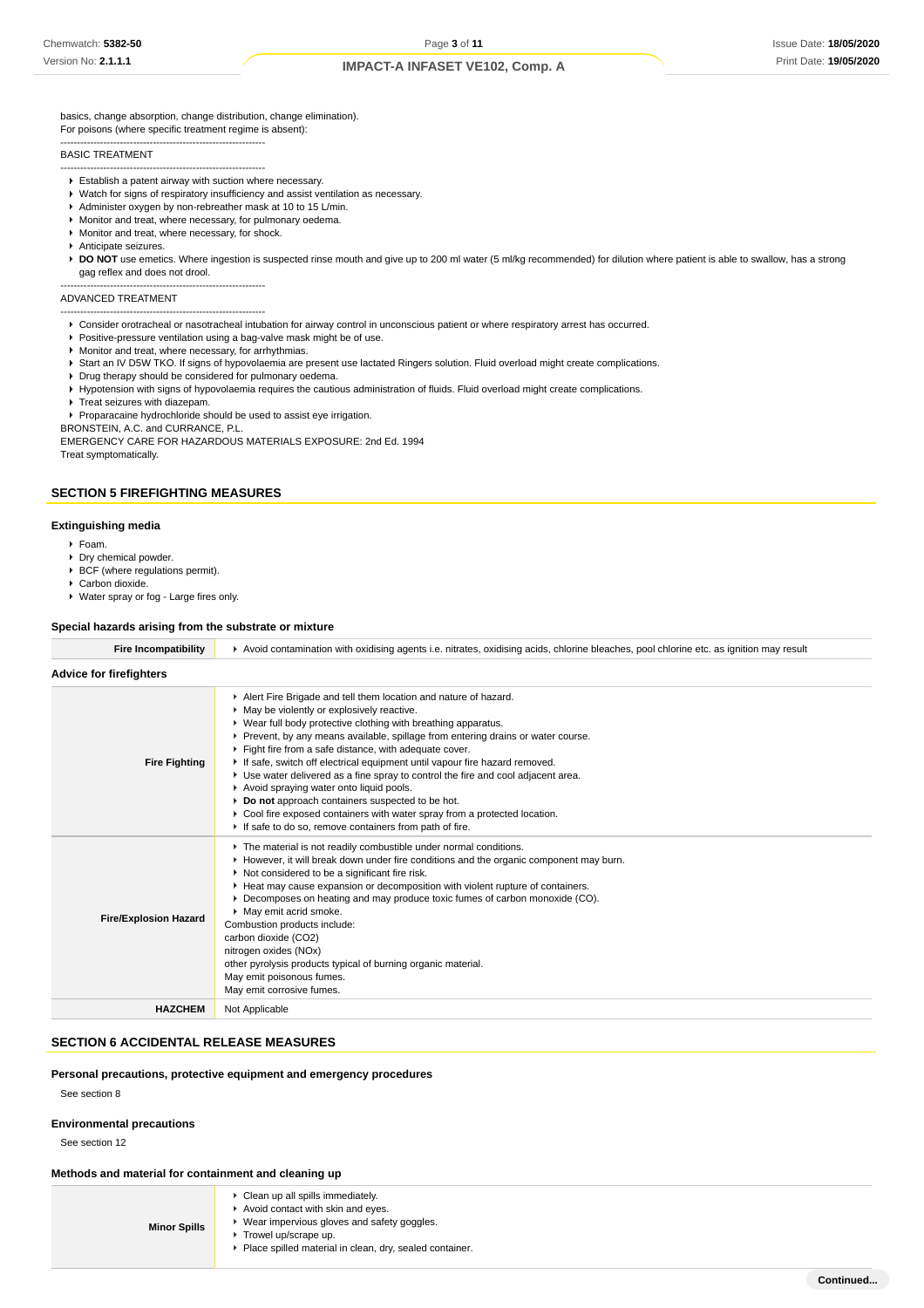basics, change absorption, change distribution, change elimination).
For poisons (where specific treatment regime is absent):

--------------------------------------------------------------

BASIC TREATMENT

--------------------------------------------------------------

- Establish a patent airway with suction where necessary.
- Watch for signs of respiratory insufficiency and assist ventilation as necessary.
- Administer oxygen by non-rebreather mask at 10 to 15 L/min.
- Monitor and treat, where necessary, for pulmonary oedema.
- Monitor and treat, where necessary, for shock.
- Anticipate seizures.
- **DO NOT** use emetics. Where ingestion is suspected rinse mouth and give up to 200 ml water (5 ml/kg recommended) for dilution where patient is able to swallow, has a strong gag reflex and does not drool.

--------------------------------------------------------------

ADVANCED TREATMENT

--------------------------------------------------------------

- Consider orotracheal or nasotracheal intubation for airway control in unconscious patient or where respiratory arrest has occurred.
- Positive-pressure ventilation using a bag-valve mask might be of use.
- Monitor and treat, where necessary, for arrhythmias.
- Start an IV D5W TKO. If signs of hypovolaemia are present use lactated Ringers solution. Fluid overload might create complications.
- Drug therapy should be considered for pulmonary oedema.
- Hypotension with signs of hypovolaemia requires the cautious administration of fluids. Fluid overload might create complications.
- Treat seizures with diazepam.
- Proparacaine hydrochloride should be used to assist eye irrigation.

BRONSTEIN, A.C. and CURRANCE, P.L.
EMERGENCY CARE FOR HAZARDOUS MATERIALS EXPOSURE: 2nd Ed. 1994
Treat symptomatically.

## SECTION 5 FIREFIGHTING MEASURES

### Extinguishing media

- Foam.
- Dry chemical powder.
- BCF (where regulations permit).
- Carbon dioxide.
- Water spray or fog - Large fires only.

### Special hazards arising from the substrate or mixture

| | |
|---|---|
| **Fire Incompatibility** | Avoid contamination with oxidising agents i.e. nitrates, oxidising acids, chlorine bleaches, pool chlorine etc. as ignition may result |

### Advice for firefighters

| | |
|---|---|
| **Fire Fighting** | Alert Fire Brigade and tell them location and nature of hazard.<br>May be violently or explosively reactive.<br>Wear full body protective clothing with breathing apparatus.<br>Prevent, by any means available, spillage from entering drains or water course.<br>Fight fire from a safe distance, with adequate cover.<br>If safe, switch off electrical equipment until vapour fire hazard removed.<br>Use water delivered as a fine spray to control the fire and cool adjacent area.<br>Avoid spraying water onto liquid pools.<br>**Do not** approach containers suspected to be hot.<br>Cool fire exposed containers with water spray from a protected location.<br>If safe to do so, remove containers from path of fire. |
| **Fire/Explosion Hazard** | The material is not readily combustible under normal conditions.<br>However, it will break down under fire conditions and the organic component may burn.<br>Not considered to be a significant fire risk.<br>Heat may cause expansion or decomposition with violent rupture of containers.<br>Decomposes on heating and may produce toxic fumes of carbon monoxide (CO).<br>May emit acrid smoke.<br>Combustion products include:<br>carbon dioxide ($CO_2$)<br>nitrogen oxides ($NO_x$)<br>other pyrolysis products typical of burning organic material.<br>May emit poisonous fumes.<br>May emit corrosive fumes. |
| **HAZCHEM** | Not Applicable |

## SECTION 6 ACCIDENTAL RELEASE MEASURES

### Personal precautions, protective equipment and emergency procedures

See section 8

### Environmental precautions

See section 12

### Methods and material for containment and cleaning up

| | |
|---|---|
| **Minor Spills** | Clean up all spills immediately.<br>Avoid contact with skin and eyes.<br>Wear impervious gloves and safety goggles.<br>Trowel up/scrape up.<br>Place spilled material in clean, dry, sealed container. |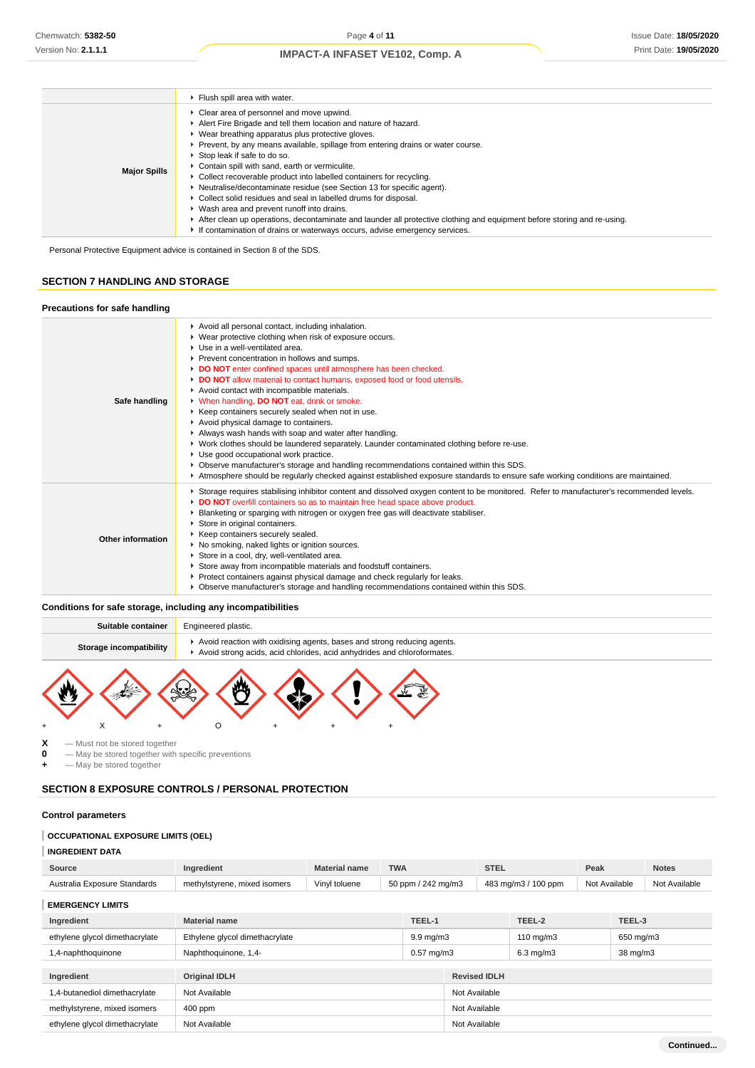|  |  |
|---|---|
|  | Flush spill area with water. |
| **Major Spills** | Clear area of personnel and move upwind.<br>Alert Fire Brigade and tell them location and nature of hazard.<br>Wear breathing apparatus plus protective gloves.<br>Prevent, by any means available, spillage from entering drains or water course.<br>Stop leak if safe to do so.<br>Contain spill with sand, earth or vermiculite.<br>Collect recoverable product into labelled containers for recycling.<br>Neutralise/decontaminate residue (see Section 13 for specific agent).<br>Collect solid residues and seal in labelled drums for disposal.<br>Wash area and prevent runoff into drains.<br>After clean up operations, decontaminate and launder all protective clothing and equipment before storing and re-using.<br>If contamination of drains or waterways occurs, advise emergency services. |

Personal Protective Equipment advice is contained in Section 8 of the SDS.

## SECTION 7 HANDLING AND STORAGE

### Precautions for safe handling

|  |  |
|---|---|
| **Safe handling** | Avoid all personal contact, including inhalation.<br>Wear protective clothing when risk of exposure occurs.<br>Use in a well-ventilated area.<br>Prevent concentration in hollows and sumps.<br>**DO NOT** enter confined spaces until atmosphere has been checked.<br>**DO NOT** allow material to contact humans, exposed food or food utensils.<br>Avoid contact with incompatible materials.<br>When handling, **DO NOT** eat, drink or smoke.<br>Keep containers securely sealed when not in use.<br>Avoid physical damage to containers.<br>Always wash hands with soap and water after handling.<br>Work clothes should be laundered separately. Launder contaminated clothing before re-use.<br>Use good occupational work practice.<br>Observe manufacturer's storage and handling recommendations contained within this SDS.<br>Atmosphere should be regularly checked against established exposure standards to ensure safe working conditions are maintained. |
| **Other information** | Storage requires stabilising inhibitor content and dissolved oxygen content to be monitored. Refer to manufacturer's recommended levels.<br>**DO NOT** overfill containers so as to maintain free head space above product.<br>Blanketing or sparging with nitrogen or oxygen free gas will deactivate stabiliser.<br>Store in original containers.<br>Keep containers securely sealed.<br>No smoking, naked lights or ignition sources.<br>Store in a cool, dry, well-ventilated area.<br>Store away from incompatible materials and foodstuff containers.<br>Protect containers against physical damage and check regularly for leaks.<br>Observe manufacturer's storage and handling recommendations contained within this SDS. |

### Conditions for safe storage, including any incompatibilities

|  |  |
|---|---|
| **Suitable container** | Engineered plastic. |
| **Storage incompatibility** | Avoid reaction with oxidising agents, bases and strong reducing agents.<br>Avoid strong acids, acid chlorides, acid anhydrides and chloroformates. |

+ X + O + + +

**X** — Must not be stored together
**0** — May be stored together with specific preventions
**+** — May be stored together

## SECTION 8 EXPOSURE CONTROLS / PERSONAL PROTECTION

### Control parameters

#### OCCUPATIONAL EXPOSURE LIMITS (OEL)

#### INGREDIENT DATA

| Source | Ingredient | Material name | TWA | STEL | Peak | Notes |
|---|---|---|---|---|---|---|
| Australia Exposure Standards | methylstyrene, mixed isomers | Vinyl toluene | 50 ppm / 242 mg/m3 | 483 mg/m3 / 100 ppm | Not Available | Not Available |

#### EMERGENCY LIMITS

| Ingredient | Material name | TEEL-1 | TEEL-2 | TEEL-3 |
|---|---|---|---|---|
| ethylene glycol dimethacrylate | Ethylene glycol dimethacrylate | 9.9 mg/m3 | 110 mg/m3 | 650 mg/m3 |
| 1,4-naphthoquinone | Naphthoquinone, 1,4- | 0.57 mg/m3 | 6.3 mg/m3 | 38 mg/m3 |

| Ingredient | Original IDLH | Revised IDLH |
|---|---|---|
| 1,4-butanediol dimethacrylate | Not Available | Not Available |
| methylstyrene, mixed isomers | 400 ppm | Not Available |
| ethylene glycol dimethacrylate | Not Available | Not Available |

Continued...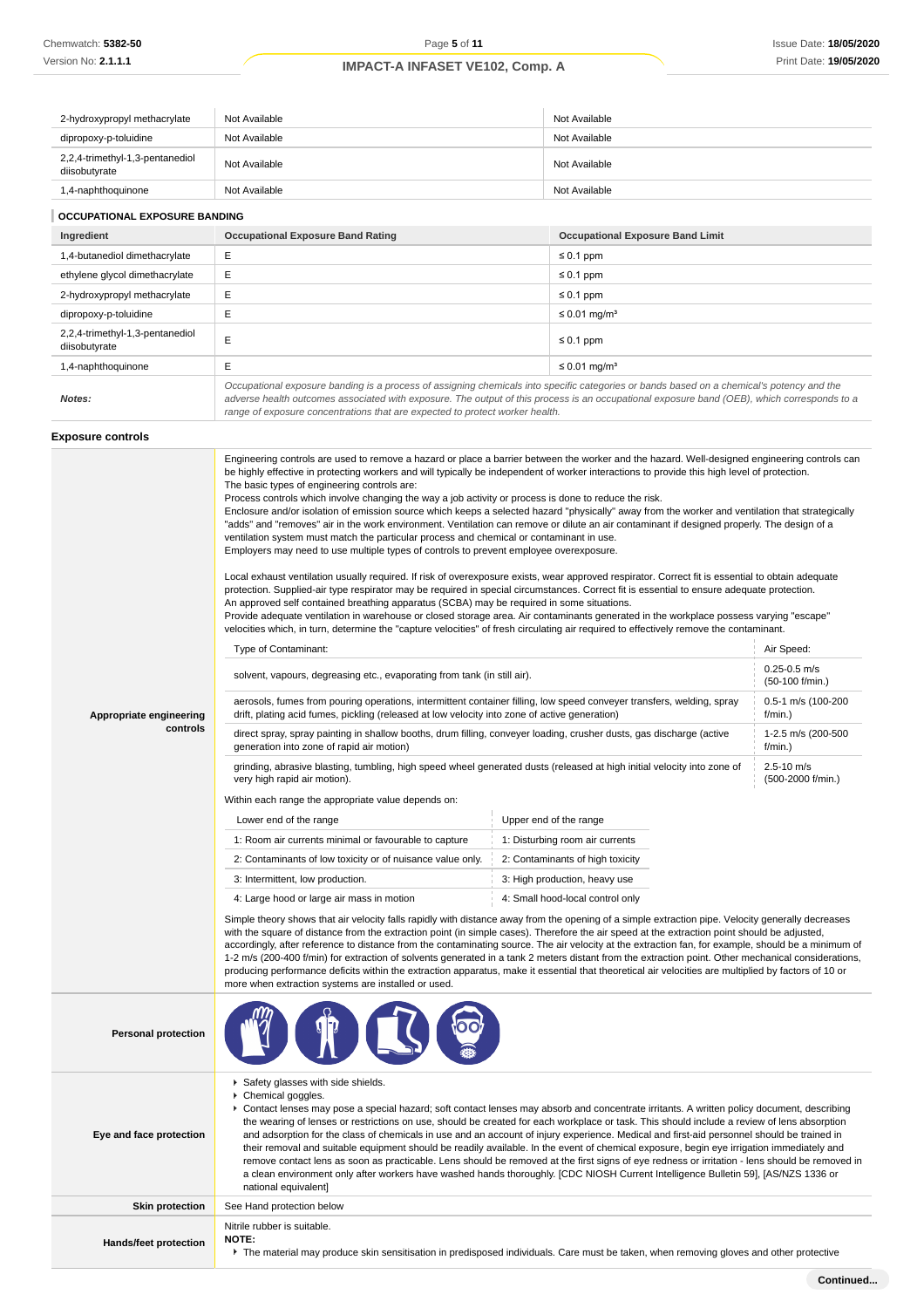| | | |
|---|---|---|
| 2-hydroxypropyl methacrylate | Not Available | Not Available |
| dipropoxy-p-toluidine | Not Available | Not Available |
| 2,2,4-trimethyl-1,3-pentanediol diisobutyrate | Not Available | Not Available |
| 1,4-naphthoquinone | Not Available | Not Available |

### OCCUPATIONAL EXPOSURE BANDING

| Ingredient | Occupational Exposure Band Rating | Occupational Exposure Band Limit |
|---|---|---|
| 1,4-butanediol dimethacrylate | E | ≤ 0.1 ppm |
| ethylene glycol dimethacrylate | E | ≤ 0.1 ppm |
| 2-hydroxypropyl methacrylate | E | ≤ 0.1 ppm |
| dipropoxy-p-toluidine | E | ≤ 0.01 mg/m³ |
| 2,2,4-trimethyl-1,3-pentanediol diisobutyrate | E | ≤ 0.1 ppm |
| 1,4-naphthoquinone | E | ≤ 0.01 mg/m³ |
| **Notes:** | *Occupational exposure banding is a process of assigning chemicals into specific categories or bands based on a chemical's potency and the adverse health outcomes associated with exposure. The output of this process is an occupational exposure band (OEB), which corresponds to a range of exposure concentrations that are expected to protect worker health.* | |

### Exposure controls

**Appropriate engineering controls**

Engineering controls are used to remove a hazard or place a barrier between the worker and the hazard. Well-designed engineering controls can be highly effective in protecting workers and will typically be independent of worker interactions to provide this high level of protection.
The basic types of engineering controls are:
Process controls which involve changing the way a job activity or process is done to reduce the risk.
Enclosure and/or isolation of emission source which keeps a selected hazard "physically" away from the worker and ventilation that strategically "adds" and "removes" air in the work environment. Ventilation can remove or dilute an air contaminant if designed properly. The design of a ventilation system must match the particular process and chemical or contaminant in use.
Employers may need to use multiple types of controls to prevent employee overexposure.

Local exhaust ventilation usually required. If risk of overexposure exists, wear approved respirator. Correct fit is essential to obtain adequate protection. Supplied-air type respirator may be required in special circumstances. Correct fit is essential to ensure adequate protection.
An approved self contained breathing apparatus (SCBA) may be required in some situations.
Provide adequate ventilation in warehouse or closed storage area. Air contaminants generated in the workplace possess varying "escape" velocities which, in turn, determine the "capture velocities" of fresh circulating air required to effectively remove the contaminant.

| Type of Contaminant: | Air Speed: |
|---|---|
| solvent, vapours, degreasing etc., evaporating from tank (in still air). | 0.25-0.5 m/s (50-100 f/min.) |
| aerosols, fumes from pouring operations, intermittent container filling, low speed conveyer transfers, welding, spray drift, plating acid fumes, pickling (released at low velocity into zone of active generation) | 0.5-1 m/s (100-200 f/min.) |
| direct spray, spray painting in shallow booths, drum filling, conveyer loading, crusher dusts, gas discharge (active generation into zone of rapid air motion) | 1-2.5 m/s (200-500 f/min.) |
| grinding, abrasive blasting, tumbling, high speed wheel generated dusts (released at high initial velocity into zone of very high rapid air motion). | 2.5-10 m/s (500-2000 f/min.) |

Within each range the appropriate value depends on:

| Lower end of the range | Upper end of the range |
|---|---|
| 1: Room air currents minimal or favourable to capture | 1: Disturbing room air currents |
| 2: Contaminants of low toxicity or of nuisance value only. | 2: Contaminants of high toxicity |
| 3: Intermittent, low production. | 3: High production, heavy use |
| 4: Large hood or large air mass in motion | 4: Small hood-local control only |

Simple theory shows that air velocity falls rapidly with distance away from the opening of a simple extraction pipe. Velocity generally decreases with the square of distance from the extraction point (in simple cases). Therefore the air speed at the extraction point should be adjusted, accordingly, after reference to distance from the contaminating source. The air velocity at the extraction fan, for example, should be a minimum of 1-2 m/s (200-400 f/min) for extraction of solvents generated in a tank 2 meters distant from the extraction point. Other mechanical considerations, producing performance deficits within the extraction apparatus, make it essential that theoretical air velocities are multiplied by factors of 10 or more when extraction systems are installed or used.

**Personal protection**

**Eye and face protection**

- Safety glasses with side shields.
- Chemical goggles.
- Contact lenses may pose a special hazard; soft contact lenses may absorb and concentrate irritants. A written policy document, describing the wearing of lenses or restrictions on use, should be created for each workplace or task. This should include a review of lens absorption and adsorption for the class of chemicals in use and an account of injury experience. Medical and first-aid personnel should be trained in their removal and suitable equipment should be readily available. In the event of chemical exposure, begin eye irrigation immediately and remove contact lens as soon as practicable. Lens should be removed at the first signs of eye redness or irritation - lens should be removed in a clean environment only after workers have washed hands thoroughly. [CDC NIOSH Current Intelligence Bulletin 59], [AS/NZS 1336 or national equivalent]

**Skin protection**

See Hand protection below

**Hands/feet protection**

Nitrile rubber is suitable.
**NOTE:**
- The material may produce skin sensitisation in predisposed individuals. Care must be taken, when removing gloves and other protective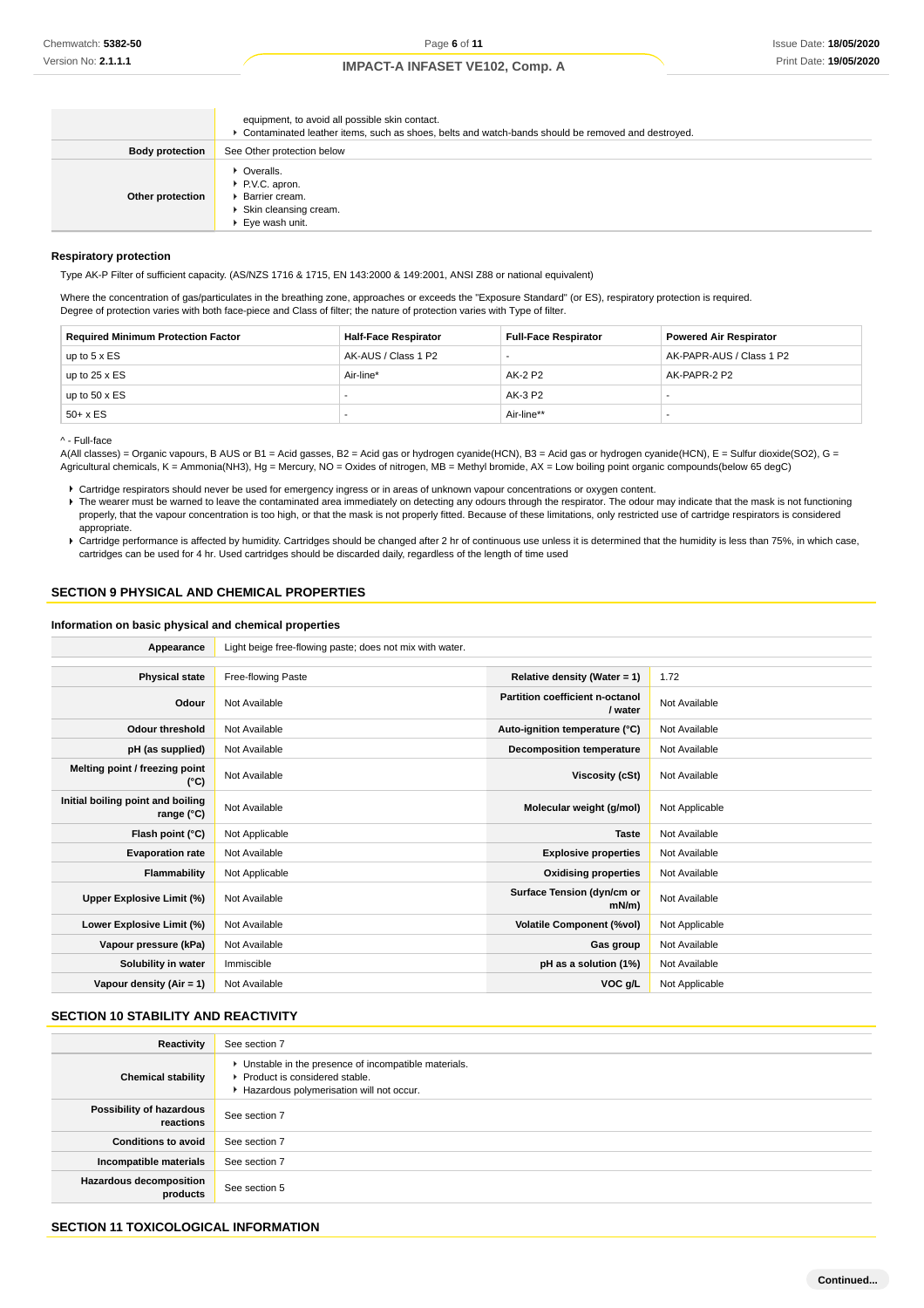| | |
|---|---|
| | equipment, to avoid all possible skin contact.<br>▶ Contaminated leather items, such as shoes, belts and watch-bands should be removed and destroyed. |
| **Body protection** | See Other protection below |
| **Other protection** | ▶ Overalls.<br>▶ P.V.C. apron.<br>▶ Barrier cream.<br>▶ Skin cleansing cream.<br>▶ Eye wash unit. |

### Respiratory protection

Type AK-P Filter of sufficient capacity. (AS/NZS 1716 & 1715, EN 143:2000 & 149:2001, ANSI Z88 or national equivalent)

Where the concentration of gas/particulates in the breathing zone, approaches or exceeds the "Exposure Standard" (or ES), respiratory protection is required.
Degree of protection varies with both face-piece and Class of filter; the nature of protection varies with Type of filter.

| Required Minimum Protection Factor | Half-Face Respirator | Full-Face Respirator | Powered Air Respirator |
|---|---|---|---|
| up to 5 x ES | AK-AUS / Class 1 P2 | - | AK-PAPR-AUS / Class 1 P2 |
| up to 25 x ES | Air-line* | AK-2 P2 | AK-PAPR-2 P2 |
| up to 50 x ES | - | AK-3 P2 | - |
| 50+ x ES | - | Air-line** | - |

^ - Full-face

A(All classes) = Organic vapours, B AUS or B1 = Acid gasses, B2 = Acid gas or hydrogen cyanide(HCN), B3 = Acid gas or hydrogen cyanide(HCN), E = Sulfur dioxide(SO2), G = Agricultural chemicals, K = Ammonia(NH3), Hg = Mercury, NO = Oxides of nitrogen, MB = Methyl bromide, AX = Low boiling point organic compounds(below 65 degC)

- Cartridge respirators should never be used for emergency ingress or in areas of unknown vapour concentrations or oxygen content.
- The wearer must be warned to leave the contaminated area immediately on detecting any odours through the respirator. The odour may indicate that the mask is not functioning properly, that the vapour concentration is too high, or that the mask is not properly fitted. Because of these limitations, only restricted use of cartridge respirators is considered appropriate.
- Cartridge performance is affected by humidity. Cartridges should be changed after 2 hr of continuous use unless it is determined that the humidity is less than 75%, in which case, cartridges can be used for 4 hr. Used cartridges should be discarded daily, regardless of the length of time used

## SECTION 9 PHYSICAL AND CHEMICAL PROPERTIES

### Information on basic physical and chemical properties

| | |
|---|---|
| **Appearance** | Light beige free-flowing paste; does not mix with water. |

| | | | |
|---|---|---|---|
| **Physical state** | Free-flowing Paste | **Relative density (Water = 1)** | 1.72 |
| **Odour** | Not Available | **Partition coefficient n-octanol / water** | Not Available |
| **Odour threshold** | Not Available | **Auto-ignition temperature (°C)** | Not Available |
| **pH (as supplied)** | Not Available | **Decomposition temperature** | Not Available |
| **Melting point / freezing point (°C)** | Not Available | **Viscosity (cSt)** | Not Available |
| **Initial boiling point and boiling range (°C)** | Not Available | **Molecular weight (g/mol)** | Not Applicable |
| **Flash point (°C)** | Not Applicable | **Taste** | Not Available |
| **Evaporation rate** | Not Available | **Explosive properties** | Not Available |
| **Flammability** | Not Applicable | **Oxidising properties** | Not Available |
| **Upper Explosive Limit (%)** | Not Available | **Surface Tension (dyn/cm or mN/m)** | Not Available |
| **Lower Explosive Limit (%)** | Not Available | **Volatile Component (%vol)** | Not Applicable |
| **Vapour pressure (kPa)** | Not Available | **Gas group** | Not Available |
| **Solubility in water** | Immiscible | **pH as a solution (1%)** | Not Available |
| **Vapour density (Air = 1)** | Not Available | **VOC g/L** | Not Applicable |

## SECTION 10 STABILITY AND REACTIVITY

| | |
|---|---|
| **Reactivity** | See section 7 |
| **Chemical stability** | ▶ Unstable in the presence of incompatible materials.<br>▶ Product is considered stable.<br>▶ Hazardous polymerisation will not occur. |
| **Possibility of hazardous reactions** | See section 7 |
| **Conditions to avoid** | See section 7 |
| **Incompatible materials** | See section 7 |
| **Hazardous decomposition products** | See section 5 |

## SECTION 11 TOXICOLOGICAL INFORMATION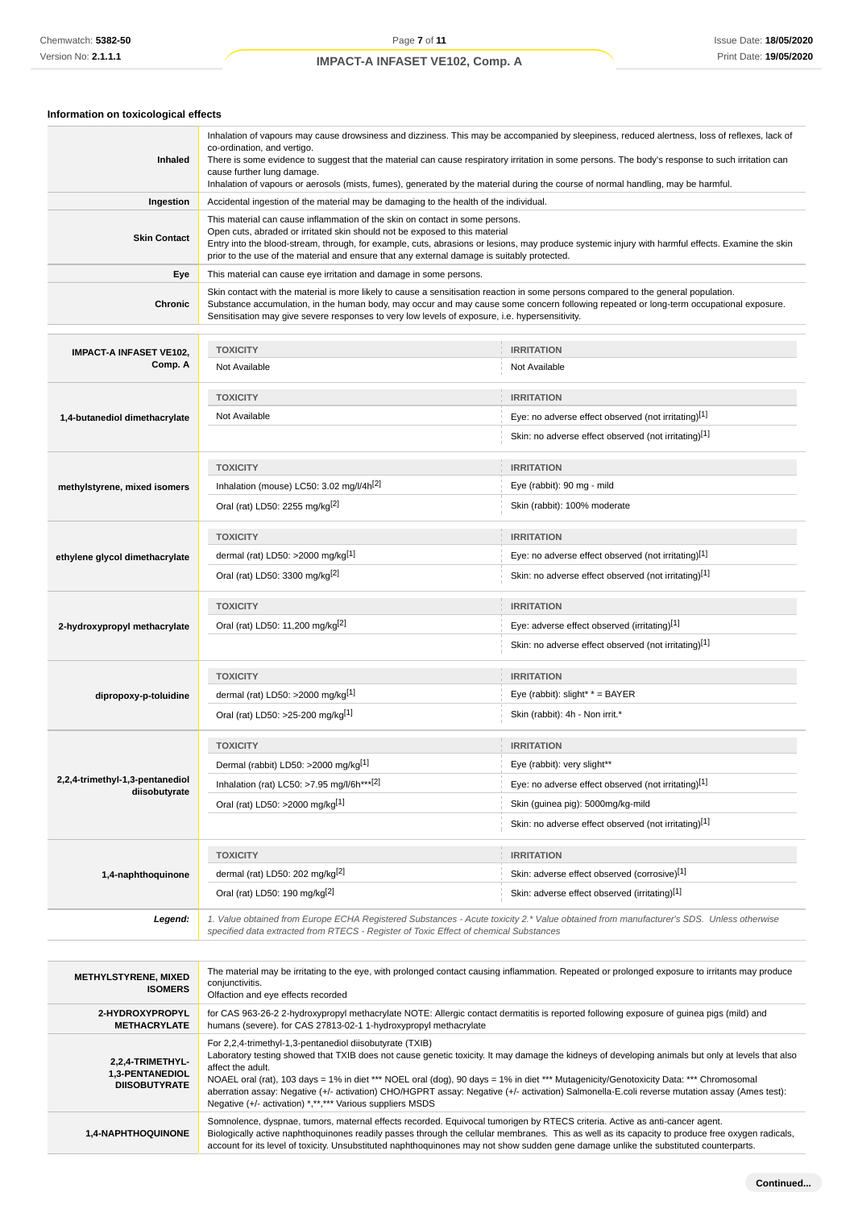### Information on toxicological effects

| | |
|---|---|
| **Inhaled** | Inhalation of vapours may cause drowsiness and dizziness. This may be accompanied by sleepiness, reduced alertness, loss of reflexes, lack of co-ordination, and vertigo.<br>There is some evidence to suggest that the material can cause respiratory irritation in some persons. The body's response to such irritation can cause further lung damage.<br>Inhalation of vapours or aerosols (mists, fumes), generated by the material during the course of normal handling, may be harmful. |
| **Ingestion** | Accidental ingestion of the material may be damaging to the health of the individual. |
| **Skin Contact** | This material can cause inflammation of the skin on contact in some persons.<br>Open cuts, abraded or irritated skin should not be exposed to this material<br>Entry into the blood-stream, through, for example, cuts, abrasions or lesions, may produce systemic injury with harmful effects. Examine the skin prior to the use of the material and ensure that any external damage is suitably protected. |
| **Eye** | This material can cause eye irritation and damage in some persons. |
| **Chronic** | Skin contact with the material is more likely to cause a sensitisation reaction in some persons compared to the general population.<br>Substance accumulation, in the human body, may occur and may cause some concern following repeated or long-term occupational exposure.<br>Sensitisation may give severe responses to very low levels of exposure, i.e. hypersensitivity. |

| | TOXICITY | IRRITATION |
|---|---|---|
| **IMPACT-A INFASET VE102, Comp. A** | Not Available | Not Available |
| **1,4-butanediol dimethacrylate** | Not Available | Eye: no adverse effect observed (not irritating)[1] |
| | | Skin: no adverse effect observed (not irritating)[1] |
| **methylstyrene, mixed isomers** | Inhalation (mouse) LC50: 3.02 mg/l/4h[2] | Eye (rabbit): 90 mg - mild |
| | Oral (rat) LD50: 2255 mg/kg[2] | Skin (rabbit): 100% moderate |
| **ethylene glycol dimethacrylate** | dermal (rat) LD50: >2000 mg/kg[1] | Eye: no adverse effect observed (not irritating)[1] |
| | Oral (rat) LD50: 3300 mg/kg[2] | Skin: no adverse effect observed (not irritating)[1] |
| **2-hydroxypropyl methacrylate** | Oral (rat) LD50: 11,200 mg/kg[2] | Eye: adverse effect observed (irritating)[1] |
| | | Skin: no adverse effect observed (not irritating)[1] |
| **dipropoxy-p-toluidine** | dermal (rat) LD50: >2000 mg/kg[1] | Eye (rabbit): slight* * = BAYER |
| | Oral (rat) LD50: >25-200 mg/kg[1] | Skin (rabbit): 4h - Non irrit.* |
| **2,2,4-trimethyl-1,3-pentanediol diisobutyrate** | Dermal (rabbit) LD50: >2000 mg/kg[1] | Eye (rabbit): very slight** |
| | Inhalation (rat) LC50: >7.95 mg/l/6h***[2] | Eye: no adverse effect observed (not irritating)[1] |
| | Oral (rat) LD50: >2000 mg/kg[1] | Skin (guinea pig): 5000mg/kg-mild |
| | | Skin: no adverse effect observed (not irritating)[1] |
| **1,4-naphthoquinone** | dermal (rat) LD50: 202 mg/kg[2] | Skin: adverse effect observed (corrosive)[1] |
| | Oral (rat) LD50: 190 mg/kg[2] | Skin: adverse effect observed (irritating)[1] |
| ***Legend:*** | *1. Value obtained from Europe ECHA Registered Substances - Acute toxicity 2.* Value obtained from manufacturer's SDS. Unless otherwise specified data extracted from RTECS - Register of Toxic Effect of chemical Substances* | |

| | |
|---|---|
| **METHYLSTYRENE, MIXED ISOMERS** | The material may be irritating to the eye, with prolonged contact causing inflammation. Repeated or prolonged exposure to irritants may produce conjunctivitis.<br>Olfaction and eye effects recorded |
| **2-HYDROXYPROPYL METHACRYLATE** | for CAS 963-26-2 2-hydroxypropyl methacrylate NOTE: Allergic contact dermatitis is reported following exposure of guinea pigs (mild) and humans (severe). for CAS 27813-02-1 1-hydroxypropyl methacrylate |
| **2,2,4-TRIMETHYL-1,3-PENTANEDIOL DIISOBUTYRATE** | For 2,2,4-trimethyl-1,3-pentanediol diisobutyrate (TXIB)<br>Laboratory testing showed that TXIB does not cause genetic toxicity. It may damage the kidneys of developing animals but only at levels that also affect the adult.<br>NOAEL oral (rat), 103 days = 1% in diet *** NOEL oral (dog), 90 days = 1% in diet *** Mutagenicity/Genotoxicity Data: *** Chromosomal aberration assay: Negative (+/- activation) CHO/HGPRT assay: Negative (+/- activation) Salmonella-E.coli reverse mutation assay (Ames test): Negative (+/- activation) *,**,*** Various suppliers MSDS |
| **1,4-NAPHTHOQUINONE** | Somnolence, dyspnae, tumors, maternal effects recorded. Equivocal tumorigen by RTECS criteria. Active as anti-cancer agent.<br>Biologically active naphthoquinones readily passes through the cellular membranes. This as well as its capacity to produce free oxygen radicals, account for its level of toxicity. Unsubstituted naphthoquinones may not show sudden gene damage unlike the substituted counterparts. |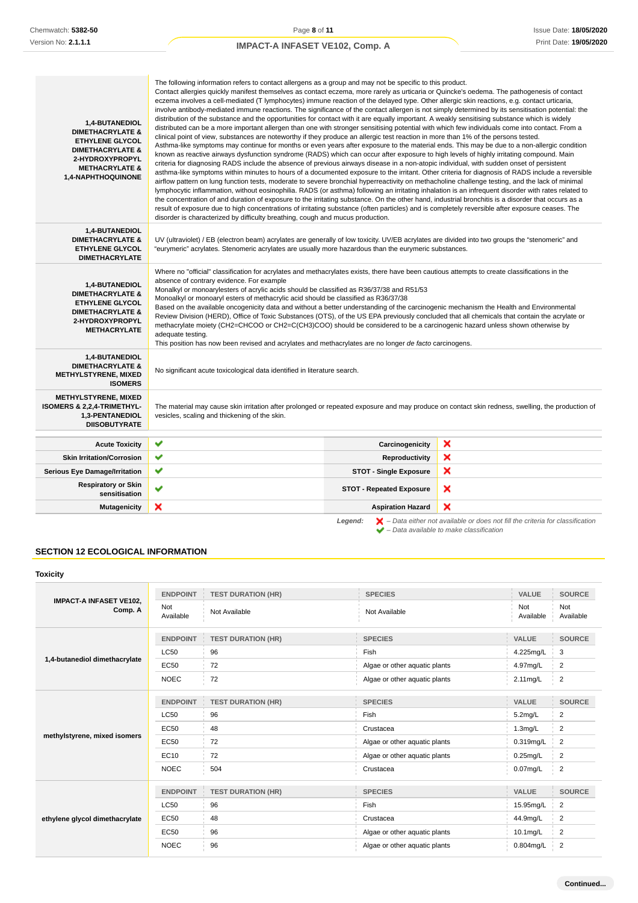| | |
|---|---|
| **1,4-BUTANEDIOL DIMETHACRYLATE & ETHYLENE GLYCOL DIMETHACRYLATE & 2-HYDROXYPROPYL METHACRYLATE & 1,4-NAPHTHOQUINONE** | The following information refers to contact allergens as a group and may not be specific to this product. Contact allergies quickly manifest themselves as contact eczema, more rarely as urticaria or Quincke's oedema. The pathogenesis of contact eczema involves a cell-mediated (T lymphocytes) immune reaction of the delayed type. Other allergic skin reactions, e.g. contact urticaria, involve antibody-mediated immune reactions. The significance of the contact allergen is not simply determined by its sensitisation potential: the distribution of the substance and the opportunities for contact with it are equally important. A weakly sensitising substance which is widely distributed can be a more important allergen than one with stronger sensitising potential with which few individuals come into contact. From a clinical point of view, substances are noteworthy if they produce an allergic test reaction in more than 1% of the persons tested. Asthma-like symptoms may continue for months or even years after exposure to the material ends. This may be due to a non-allergic condition known as reactive airways dysfunction syndrome (RADS) which can occur after exposure to high levels of highly irritating compound. Main criteria for diagnosing RADS include the absence of previous airways disease in a non-atopic individual, with sudden onset of persistent asthma-like symptoms within minutes to hours of a documented exposure to the irritant. Other criteria for diagnosis of RADS include a reversible airflow pattern on lung function tests, moderate to severe bronchial hyperreactivity on methacholine challenge testing, and the lack of minimal lymphocytic inflammation, without eosinophilia. RADS (or asthma) following an irritating inhalation is an infrequent disorder with rates related to the concentration of and duration of exposure to the irritating substance. On the other hand, industrial bronchitis is a disorder that occurs as a result of exposure due to high concentrations of irritating substance (often particles) and is completely reversible after exposure ceases. The disorder is characterized by difficulty breathing, cough and mucus production. |
| **1,4-BUTANEDIOL DIMETHACRYLATE & ETHYLENE GLYCOL DIMETHACRYLATE** | UV (ultraviolet) / EB (electron beam) acrylates are generally of low toxicity. UV/EB acrylates are divided into two groups the "stenomeric" and "eurymeric" acrylates. Stenomeric acrylates are usually more hazardous than the eurymeric substances. |
| **1,4-BUTANEDIOL DIMETHACRYLATE & ETHYLENE GLYCOL DIMETHACRYLATE & 2-HYDROXYPROPYL METHACRYLATE** | Where no "official" classification for acrylates and methacrylates exists, there have been cautious attempts to create classifications in the absence of contrary evidence. For example<br>Monalkyl or monoarylesters of acrylic acids should be classified as R36/37/38 and R51/53<br>Monoalkyl or monoaryl esters of methacrylic acid should be classified as R36/37/38<br>Based on the available oncogenicity data and without a better understanding of the carcinogenic mechanism the Health and Environmental Review Division (HERD), Office of Toxic Substances (OTS), of the US EPA previously concluded that all chemicals that contain the acrylate or methacrylate moiety (CH2=CHCOO or CH2=C(CH3)COO) should be considered to be a carcinogenic hazard unless shown otherwise by adequate testing.<br>This position has now been revised and acrylates and methacrylates are no longer *de facto* carcinogens. |
| **1,4-BUTANEDIOL DIMETHACRYLATE & METHYLSTYRENE, MIXED ISOMERS** | No significant acute toxicological data identified in literature search. |
| **METHYLSTYRENE, MIXED ISOMERS & 2,2,4-TRIMETHYL-1,3-PENTANEDIOL DIISOBUTYRATE** | The material may cause skin irritation after prolonged or repeated exposure and may produce on contact skin redness, swelling, the production of vesicles, scaling and thickening of the skin. |

| | | | |
|---|---|---|---|
| **Acute Toxicity** | ✔ | **Carcinogenicity** | ✘ |
| **Skin Irritation/Corrosion** | ✔ | **Reproductivity** | ✘ |
| **Serious Eye Damage/Irritation** | ✔ | **STOT - Single Exposure** | ✘ |
| **Respiratory or Skin sensitisation** | ✔ | **STOT - Repeated Exposure** | ✘ |
| **Mutagenicity** | ✘ | **Aspiration Hazard** | ✘ |

*Legend:* ✘ *– Data either not available or does not fill the criteria for classification*
✔ *– Data available to make classification*

## SECTION 12 ECOLOGICAL INFORMATION

### Toxicity

| | ENDPOINT | TEST DURATION (HR) | SPECIES | VALUE | SOURCE |
|---|---|---|---|---|---|
| **IMPACT-A INFASET VE102, Comp. A** | Not Available | Not Available | Not Available | Not Available | Not Available |

| | ENDPOINT | TEST DURATION (HR) | SPECIES | VALUE | SOURCE |
|---|---|---|---|---|---|
| **1,4-butanediol dimethacrylate** | LC50 | 96 | Fish | 4.225mg/L | 3 |
| | EC50 | 72 | Algae or other aquatic plants | 4.97mg/L | 2 |
| | NOEC | 72 | Algae or other aquatic plants | 2.11mg/L | 2 |

| | ENDPOINT | TEST DURATION (HR) | SPECIES | VALUE | SOURCE |
|---|---|---|---|---|---|
| **methylstyrene, mixed isomers** | LC50 | 96 | Fish | 5.2mg/L | 2 |
| | EC50 | 48 | Crustacea | 1.3mg/L | 2 |
| | EC50 | 72 | Algae or other aquatic plants | 0.319mg/L | 2 |
| | EC10 | 72 | Algae or other aquatic plants | 0.25mg/L | 2 |
| | NOEC | 504 | Crustacea | 0.07mg/L | 2 |

| | ENDPOINT | TEST DURATION (HR) | SPECIES | VALUE | SOURCE |
|---|---|---|---|---|---|
| **ethylene glycol dimethacrylate** | LC50 | 96 | Fish | 15.95mg/L | 2 |
| | EC50 | 48 | Crustacea | 44.9mg/L | 2 |
| | EC50 | 96 | Algae or other aquatic plants | 10.1mg/L | 2 |
| | NOEC | 96 | Algae or other aquatic plants | 0.804mg/L | 2 |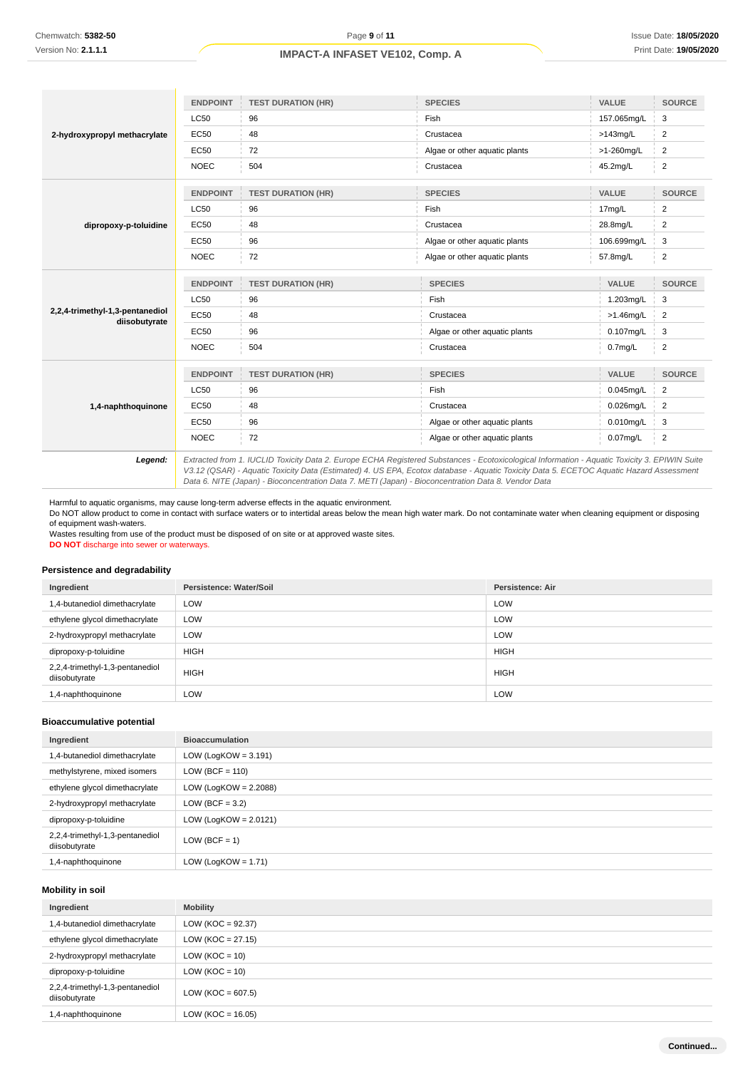| | ENDPOINT | TEST DURATION (HR) | SPECIES | VALUE | SOURCE |
|---|---|---|---|---|---|
| **2-hydroxypropyl methacrylate** | LC50 | 96 | Fish | 157.065mg/L | 3 |
| | EC50 | 48 | Crustacea | >143mg/L | 2 |
| | EC50 | 72 | Algae or other aquatic plants | >1-260mg/L | 2 |
| | NOEC | 504 | Crustacea | 45.2mg/L | 2 |
| **dipropoxy-p-toluidine** | ENDPOINT | TEST DURATION (HR) | SPECIES | VALUE | SOURCE |
| | LC50 | 96 | Fish | 17mg/L | 2 |
| | EC50 | 48 | Crustacea | 28.8mg/L | 2 |
| | EC50 | 96 | Algae or other aquatic plants | 106.699mg/L | 3 |
| | NOEC | 72 | Algae or other aquatic plants | 57.8mg/L | 2 |
| **2,2,4-trimethyl-1,3-pentanediol diisobutyrate** | ENDPOINT | TEST DURATION (HR) | SPECIES | VALUE | SOURCE |
| | LC50 | 96 | Fish | 1.203mg/L | 3 |
| | EC50 | 48 | Crustacea | >1.46mg/L | 2 |
| | EC50 | 96 | Algae or other aquatic plants | 0.107mg/L | 3 |
| | NOEC | 504 | Crustacea | 0.7mg/L | 2 |
| **1,4-naphthoquinone** | ENDPOINT | TEST DURATION (HR) | SPECIES | VALUE | SOURCE |
| | LC50 | 96 | Fish | 0.045mg/L | 2 |
| | EC50 | 48 | Crustacea | 0.026mg/L | 2 |
| | EC50 | 96 | Algae or other aquatic plants | 0.010mg/L | 3 |
| | NOEC | 72 | Algae or other aquatic plants | 0.07mg/L | 2 |

***Legend:*** *Extracted from 1. IUCLID Toxicity Data 2. Europe ECHA Registered Substances - Ecotoxicological Information - Aquatic Toxicity 3. EPIWIN Suite V3.12 (QSAR) - Aquatic Toxicity Data (Estimated) 4. US EPA, Ecotox database - Aquatic Toxicity Data 5. ECETOC Aquatic Hazard Assessment Data 6. NITE (Japan) - Bioconcentration Data 7. METI (Japan) - Bioconcentration Data 8. Vendor Data*

Harmful to aquatic organisms, may cause long-term adverse effects in the aquatic environment.
Do NOT allow product to come in contact with surface waters or to intertidal areas below the mean high water mark. Do not contaminate water when cleaning equipment or disposing of equipment wash-waters.
Wastes resulting from use of the product must be disposed of on site or at approved waste sites.
**DO NOT** discharge into sewer or waterways.

### Persistence and degradability

| Ingredient | Persistence: Water/Soil | Persistence: Air |
|---|---|---|
| 1,4-butanediol dimethacrylate | LOW | LOW |
| ethylene glycol dimethacrylate | LOW | LOW |
| 2-hydroxypropyl methacrylate | LOW | LOW |
| dipropoxy-p-toluidine | HIGH | HIGH |
| 2,2,4-trimethyl-1,3-pentanediol diisobutyrate | HIGH | HIGH |
| 1,4-naphthoquinone | LOW | LOW |

### Bioaccumulative potential

| Ingredient | Bioaccumulation |
|---|---|
| 1,4-butanediol dimethacrylate | LOW (LogKOW = 3.191) |
| methylstyrene, mixed isomers | LOW (BCF = 110) |
| ethylene glycol dimethacrylate | LOW (LogKOW = 2.2088) |
| 2-hydroxypropyl methacrylate | LOW (BCF = 3.2) |
| dipropoxy-p-toluidine | LOW (LogKOW = 2.0121) |
| 2,2,4-trimethyl-1,3-pentanediol diisobutyrate | LOW (BCF = 1) |
| 1,4-naphthoquinone | LOW (LogKOW = 1.71) |

### Mobility in soil

| Ingredient | Mobility |
|---|---|
| 1,4-butanediol dimethacrylate | LOW (KOC = 92.37) |
| ethylene glycol dimethacrylate | LOW (KOC = 27.15) |
| 2-hydroxypropyl methacrylate | LOW (KOC = 10) |
| dipropoxy-p-toluidine | LOW (KOC = 10) |
| 2,2,4-trimethyl-1,3-pentanediol diisobutyrate | LOW (KOC = 607.5) |
| 1,4-naphthoquinone | LOW (KOC = 16.05) |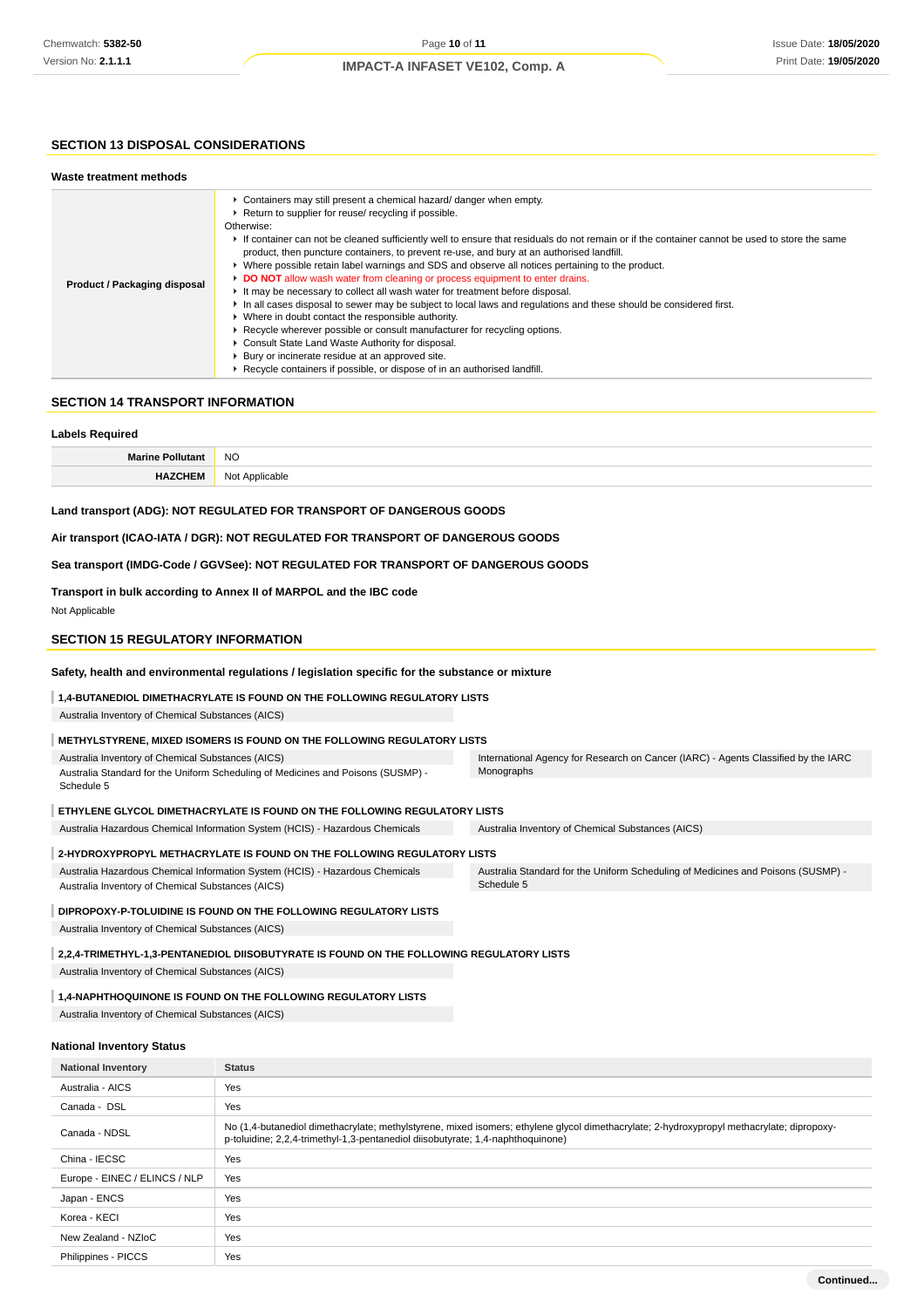## SECTION 13 DISPOSAL CONSIDERATIONS

### Waste treatment methods

| | |
|---|---|
| **Product / Packaging disposal** | ▸ Containers may still present a chemical hazard/ danger when empty.<br>▸ Return to supplier for reuse/ recycling if possible.<br>Otherwise:<br>▸ If container can not be cleaned sufficiently well to ensure that residuals do not remain or if the container cannot be used to store the same product, then puncture containers, to prevent re-use, and bury at an authorised landfill.<br>▸ Where possible retain label warnings and SDS and observe all notices pertaining to the product.<br>▸ **DO NOT** allow wash water from cleaning or process equipment to enter drains.<br>▸ It may be necessary to collect all wash water for treatment before disposal.<br>▸ In all cases disposal to sewer may be subject to local laws and regulations and these should be considered first.<br>▸ Where in doubt contact the responsible authority.<br>▸ Recycle wherever possible or consult manufacturer for recycling options.<br>▸ Consult State Land Waste Authority for disposal.<br>▸ Bury or incinerate residue at an approved site.<br>▸ Recycle containers if possible, or dispose of in an authorised landfill. |

## SECTION 14 TRANSPORT INFORMATION

### Labels Required

| | |
|---|---|
| **Marine Pollutant** | NO |
| **HAZCHEM** | Not Applicable |

**Land transport (ADG): NOT REGULATED FOR TRANSPORT OF DANGEROUS GOODS**

**Air transport (ICAO-IATA / DGR): NOT REGULATED FOR TRANSPORT OF DANGEROUS GOODS**

**Sea transport (IMDG-Code / GGVSee): NOT REGULATED FOR TRANSPORT OF DANGEROUS GOODS**

**Transport in bulk according to Annex II of MARPOL and the IBC code**

Not Applicable

## SECTION 15 REGULATORY INFORMATION

### Safety, health and environmental regulations / legislation specific for the substance or mixture

**1,4-BUTANEDIOL DIMETHACRYLATE IS FOUND ON THE FOLLOWING REGULATORY LISTS**

Australia Inventory of Chemical Substances (AICS)

**METHYLSTYRENE, MIXED ISOMERS IS FOUND ON THE FOLLOWING REGULATORY LISTS**

Australia Inventory of Chemical Substances (AICS)

Australia Standard for the Uniform Scheduling of Medicines and Poisons (SUSMP) - Schedule 5

International Agency for Research on Cancer (IARC) - Agents Classified by the IARC Monographs

**ETHYLENE GLYCOL DIMETHACRYLATE IS FOUND ON THE FOLLOWING REGULATORY LISTS**

Australia Hazardous Chemical Information System (HCIS) - Hazardous Chemicals

Australia Inventory of Chemical Substances (AICS)

**2-HYDROXYPROPYL METHACRYLATE IS FOUND ON THE FOLLOWING REGULATORY LISTS**

Australia Hazardous Chemical Information System (HCIS) - Hazardous Chemicals

Australia Inventory of Chemical Substances (AICS)

Australia Standard for the Uniform Scheduling of Medicines and Poisons (SUSMP) - Schedule 5

**DIPROPOXY-P-TOLUIDINE IS FOUND ON THE FOLLOWING REGULATORY LISTS**

Australia Inventory of Chemical Substances (AICS)

**2,2,4-TRIMETHYL-1,3-PENTANEDIOL DIISOBUTYRATE IS FOUND ON THE FOLLOWING REGULATORY LISTS**

Australia Inventory of Chemical Substances (AICS)

**1,4-NAPHTHOQUINONE IS FOUND ON THE FOLLOWING REGULATORY LISTS**

Australia Inventory of Chemical Substances (AICS)

### National Inventory Status

| National Inventory | Status |
|---|---|
| Australia - AICS | Yes |
| Canada - DSL | Yes |
| Canada - NDSL | No (1,4-butanediol dimethacrylate; methylstyrene, mixed isomers; ethylene glycol dimethacrylate; 2-hydroxypropyl methacrylate; dipropoxy-p-toluidine; 2,2,4-trimethyl-1,3-pentanediol diisobutyrate; 1,4-naphthoquinone) |
| China - IECSC | Yes |
| Europe - EINEC / ELINCS / NLP | Yes |
| Japan - ENCS | Yes |
| Korea - KECI | Yes |
| New Zealand - NZIoC | Yes |
| Philippines - PICCS | Yes |

**Continued...**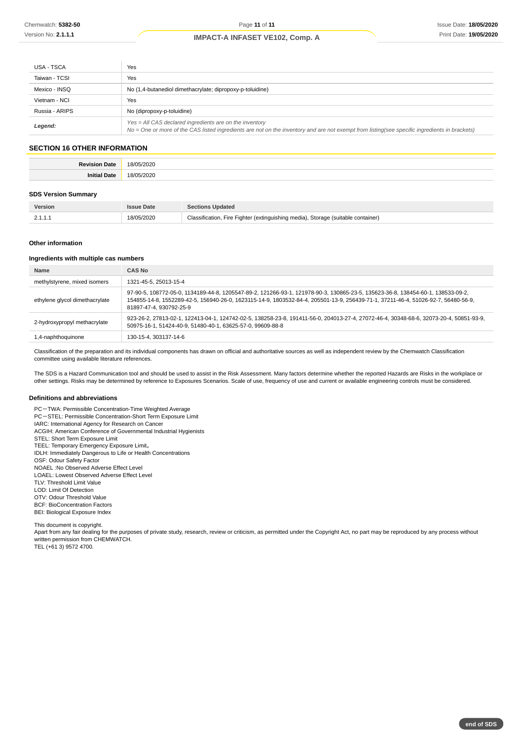| | |
|---|---|
| USA - TSCA | Yes |
| Taiwan - TCSI | Yes |
| Mexico - INSQ | No (1,4-butanediol dimethacrylate; dipropoxy-p-toluidine) |
| Vietnam - NCI | Yes |
| Russia - ARIPS | No (dipropoxy-p-toluidine) |
| ***Legend:*** | *Yes = All CAS declared ingredients are on the inventory*<br>*No = One or more of the CAS listed ingredients are not on the inventory and are not exempt from listing(see specific ingredients in brackets)* |

## SECTION 16 OTHER INFORMATION

| | |
|---|---|
| **Revision Date** | 18/05/2020 |
| **Initial Date** | 18/05/2020 |

### SDS Version Summary

| Version | Issue Date | Sections Updated |
|---|---|---|
| 2.1.1.1 | 18/05/2020 | Classification, Fire Fighter (extinguishing media), Storage (suitable container) |

### Other information

### Ingredients with multiple cas numbers

| Name | CAS No |
|---|---|
| methylstyrene, mixed isomers | 1321-45-5, 25013-15-4 |
| ethylene glycol dimethacrylate | 97-90-5, 108772-05-0, 1134189-44-8, 1205547-89-2, 121266-93-1, 121978-90-3, 130865-23-5, 135623-36-8, 138454-60-1, 138533-09-2, 154855-14-8, 1552289-42-5, 156940-26-0, 1623115-14-9, 1803532-84-4, 205501-13-9, 256439-71-1, 37211-46-4, 51026-92-7, 56480-56-9, 81897-47-4, 930792-25-9 |
| 2-hydroxypropyl methacrylate | 923-26-2, 27813-02-1, 122413-04-1, 124742-02-5, 138258-23-8, 191411-56-0, 204013-27-4, 27072-46-4, 30348-68-6, 32073-20-4, 50851-93-9, 50975-16-1, 51424-40-9, 51480-40-1, 63625-57-0, 99609-88-8 |
| 1,4-naphthoquinone | 130-15-4, 303137-14-6 |

Classification of the preparation and its individual components has drawn on official and authoritative sources as well as independent review by the Chemwatch Classification committee using available literature references.

The SDS is a Hazard Communication tool and should be used to assist in the Risk Assessment. Many factors determine whether the reported Hazards are Risks in the workplace or other settings. Risks may be determined by reference to Exposures Scenarios. Scale of use, frequency of use and current or available engineering controls must be considered.

### Definitions and abbreviations

PC－TWA: Permissible Concentration-Time Weighted Average
PC－STEL: Permissible Concentration-Short Term Exposure Limit
IARC: International Agency for Research on Cancer
ACGIH: American Conference of Governmental Industrial Hygienists
STEL: Short Term Exposure Limit
TEEL: Temporary Emergency Exposure Limit。
IDLH: Immediately Dangerous to Life or Health Concentrations
OSF: Odour Safety Factor
NOAEL :No Observed Adverse Effect Level
LOAEL: Lowest Observed Adverse Effect Level
TLV: Threshold Limit Value
LOD: Limit Of Detection
OTV: Odour Threshold Value
BCF: BioConcentration Factors
BEI: Biological Exposure Index

This document is copyright.
Apart from any fair dealing for the purposes of private study, research, review or criticism, as permitted under the Copyright Act, no part may be reproduced by any process without written permission from CHEMWATCH.
TEL (+61 3) 9572 4700.

**end of SDS**